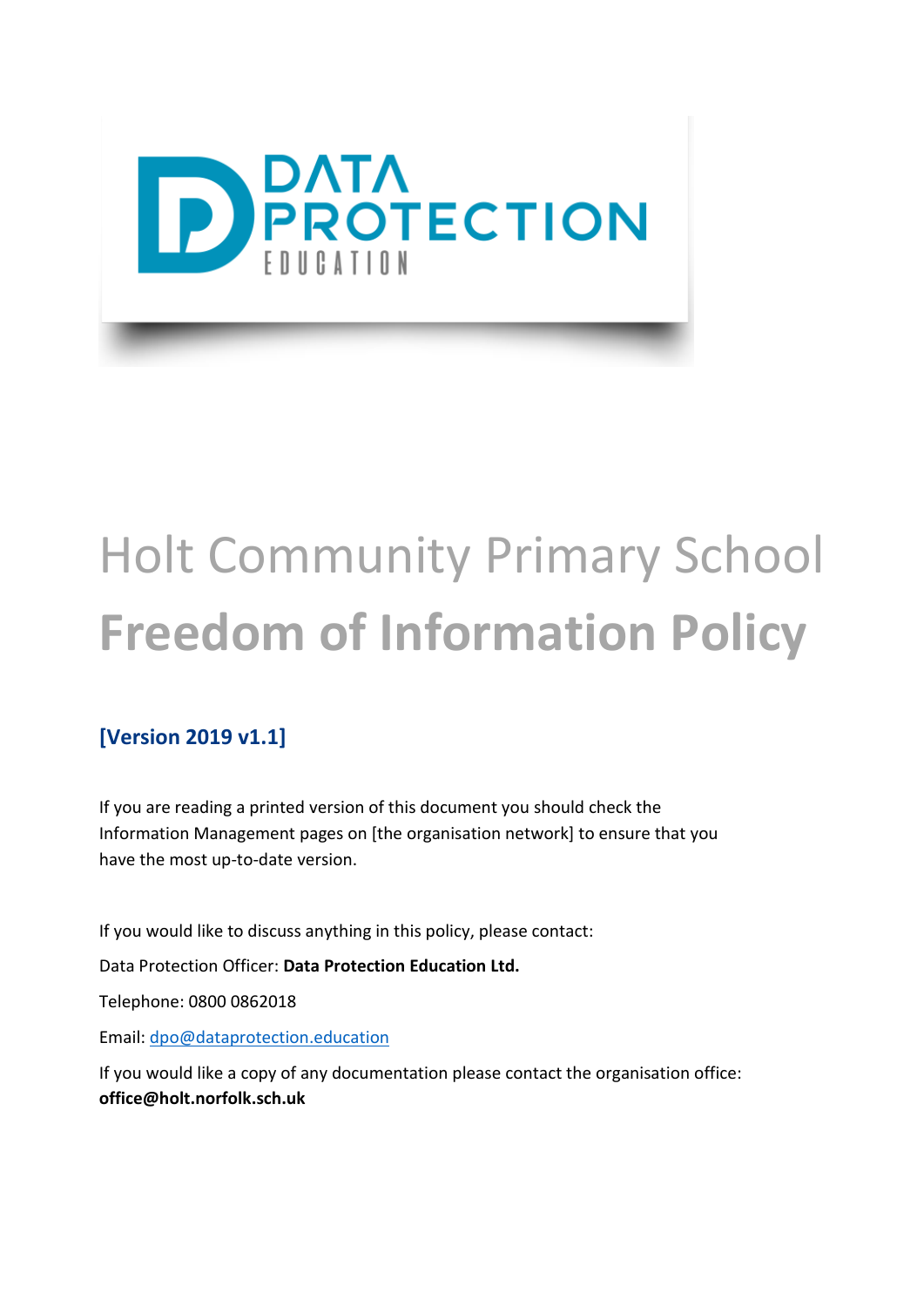# Holt Community Primary School

# Freedom of Information Policy

**[Version 2019 v1.1]**

If you are reading a printed version of this document you should check the Information Management pages on [the organisation network] to ensure that you have the most up-to-date version.

If you would like to discuss anything in this policy, please contact:

Data Protection Officer: **Data Protection Education Ltd.**

Telephone: 0800 0862018

Email: dpo@dataprotection.education

If you would like a copy of any documentation please contact the organisation office: **office@holt.norfolk.sch.uk**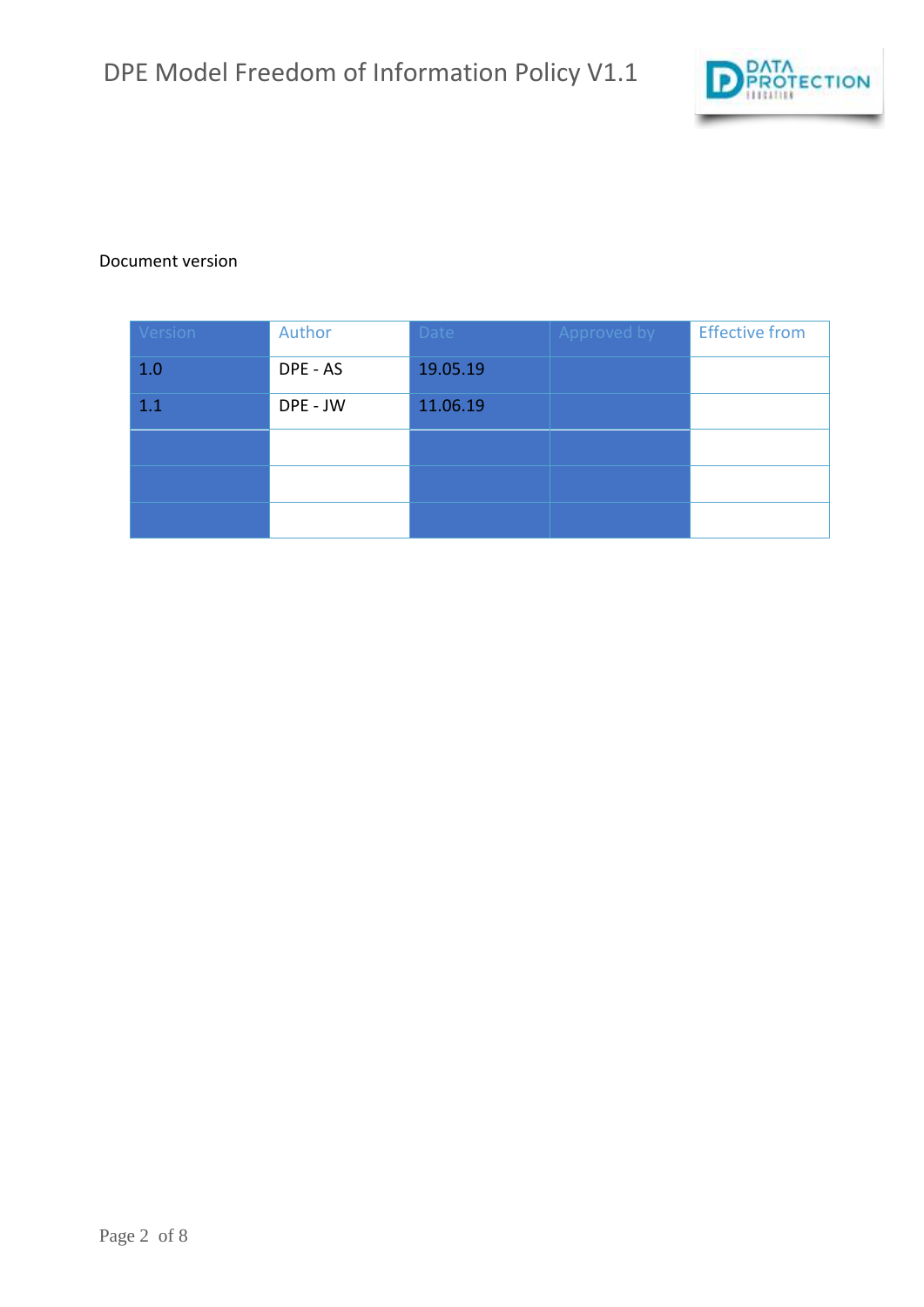Document version

| Version | Author | Date | Approved by | Effective from |
| --- | --- | --- | --- | --- |
| 1.0 | DPE - AS | 19.05.19 | | |
| 1.1 | DPE - JW | 11.06.19 | | |
| | | | | |
| | | | | |
| | | | | |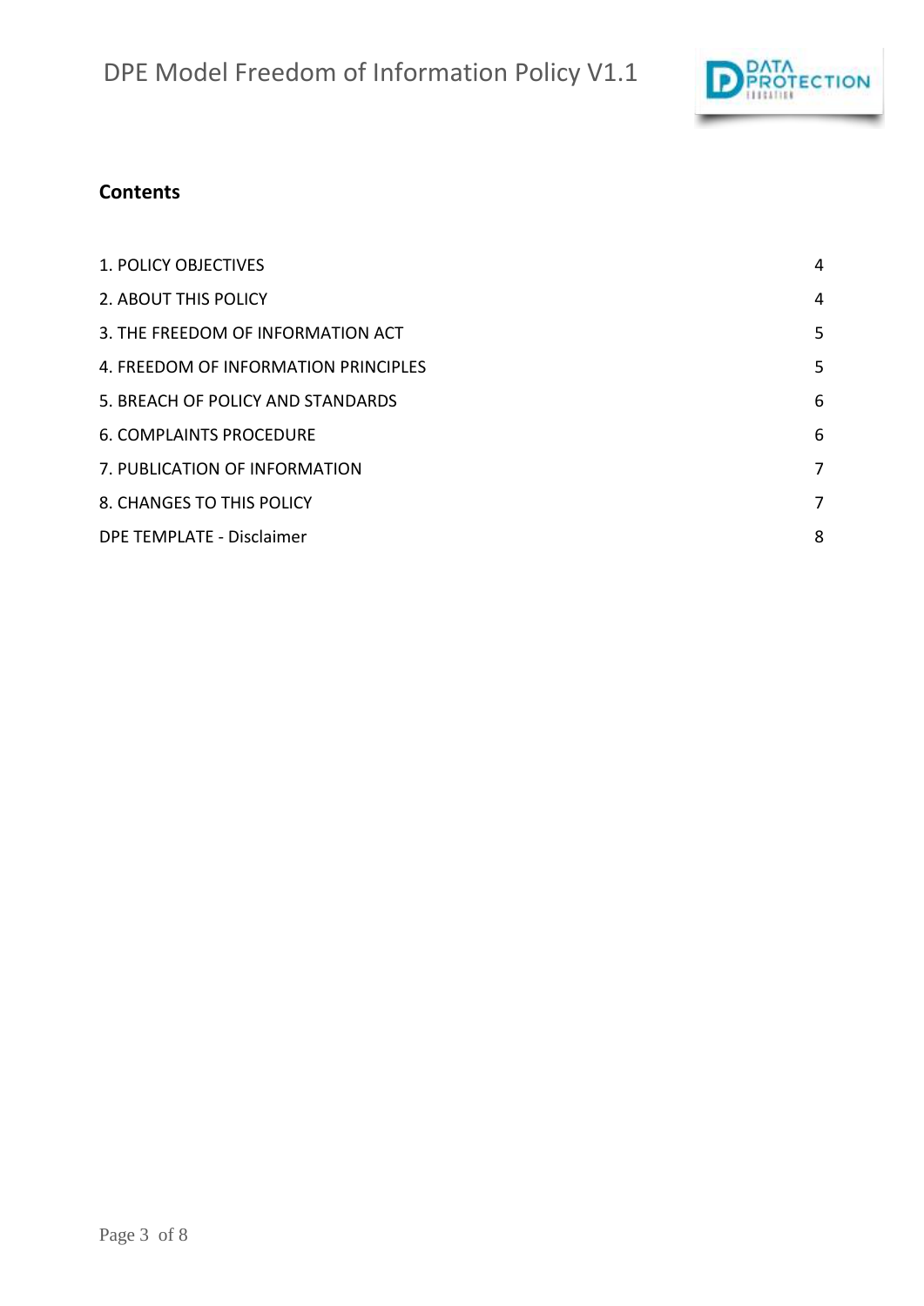## Contents

| | |
|---|---|
| 1. POLICY OBJECTIVES | 4 |
| 2. ABOUT THIS POLICY | 4 |
| 3. THE FREEDOM OF INFORMATION ACT | 5 |
| 4. FREEDOM OF INFORMATION PRINCIPLES | 5 |
| 5. BREACH OF POLICY AND STANDARDS | 6 |
| 6. COMPLAINTS PROCEDURE | 6 |
| 7. PUBLICATION OF INFORMATION | 7 |
| 8. CHANGES TO THIS POLICY | 7 |
| DPE TEMPLATE - Disclaimer | 8 |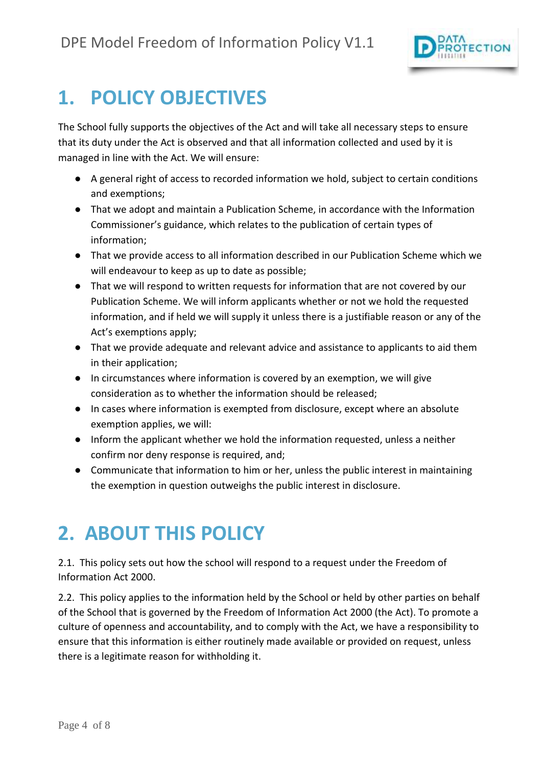# 1. POLICY OBJECTIVES

The School fully supports the objectives of the Act and will take all necessary steps to ensure that its duty under the Act is observed and that all information collected and used by it is managed in line with the Act. We will ensure:

- A general right of access to recorded information we hold, subject to certain conditions and exemptions;
- That we adopt and maintain a Publication Scheme, in accordance with the Information Commissioner's guidance, which relates to the publication of certain types of information;
- That we provide access to all information described in our Publication Scheme which we will endeavour to keep as up to date as possible;
- That we will respond to written requests for information that are not covered by our Publication Scheme. We will inform applicants whether or not we hold the requested information, and if held we will supply it unless there is a justifiable reason or any of the Act's exemptions apply;
- That we provide adequate and relevant advice and assistance to applicants to aid them in their application;
- In circumstances where information is covered by an exemption, we will give consideration as to whether the information should be released;
- In cases where information is exempted from disclosure, except where an absolute exemption applies, we will:
- Inform the applicant whether we hold the information requested, unless a neither confirm nor deny response is required, and;
- Communicate that information to him or her, unless the public interest in maintaining the exemption in question outweighs the public interest in disclosure.

# 2. ABOUT THIS POLICY

2.1. This policy sets out how the school will respond to a request under the Freedom of Information Act 2000.

2.2. This policy applies to the information held by the School or held by other parties on behalf of the School that is governed by the Freedom of Information Act 2000 (the Act). To promote a culture of openness and accountability, and to comply with the Act, we have a responsibility to ensure that this information is either routinely made available or provided on request, unless there is a legitimate reason for withholding it.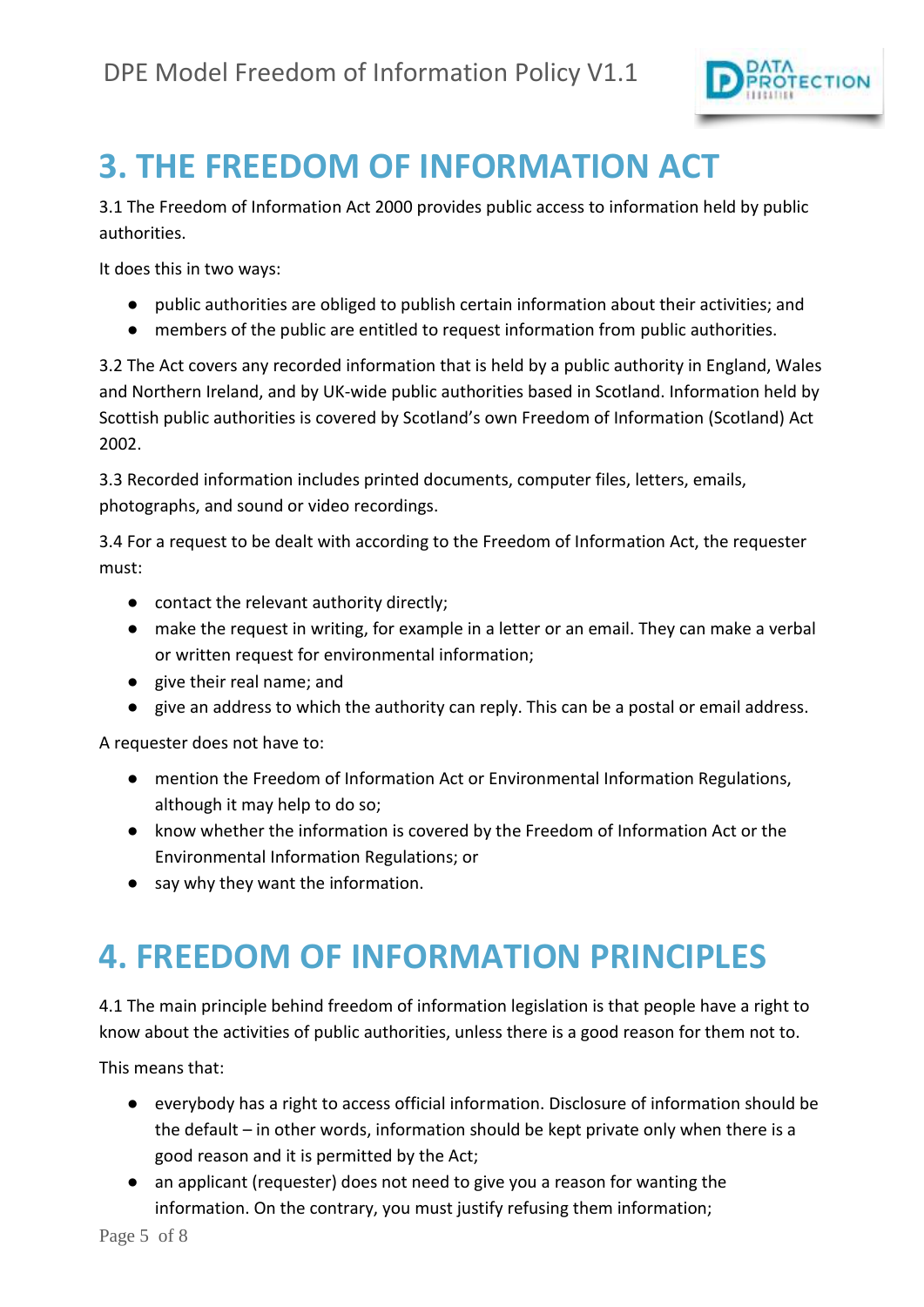# 3. THE FREEDOM OF INFORMATION ACT

3.1 The Freedom of Information Act 2000 provides public access to information held by public authorities.

It does this in two ways:

- public authorities are obliged to publish certain information about their activities; and
- members of the public are entitled to request information from public authorities.

3.2 The Act covers any recorded information that is held by a public authority in England, Wales and Northern Ireland, and by UK-wide public authorities based in Scotland. Information held by Scottish public authorities is covered by Scotland's own Freedom of Information (Scotland) Act 2002.

3.3 Recorded information includes printed documents, computer files, letters, emails, photographs, and sound or video recordings.

3.4 For a request to be dealt with according to the Freedom of Information Act, the requester must:

- contact the relevant authority directly;
- make the request in writing, for example in a letter or an email. They can make a verbal or written request for environmental information;
- give their real name; and
- give an address to which the authority can reply. This can be a postal or email address.

A requester does not have to:

- mention the Freedom of Information Act or Environmental Information Regulations, although it may help to do so;
- know whether the information is covered by the Freedom of Information Act or the Environmental Information Regulations; or
- say why they want the information.

# 4. FREEDOM OF INFORMATION PRINCIPLES

4.1 The main principle behind freedom of information legislation is that people have a right to know about the activities of public authorities, unless there is a good reason for them not to.

This means that:

- everybody has a right to access official information. Disclosure of information should be the default – in other words, information should be kept private only when there is a good reason and it is permitted by the Act;
- an applicant (requester) does not need to give you a reason for wanting the information. On the contrary, you must justify refusing them information;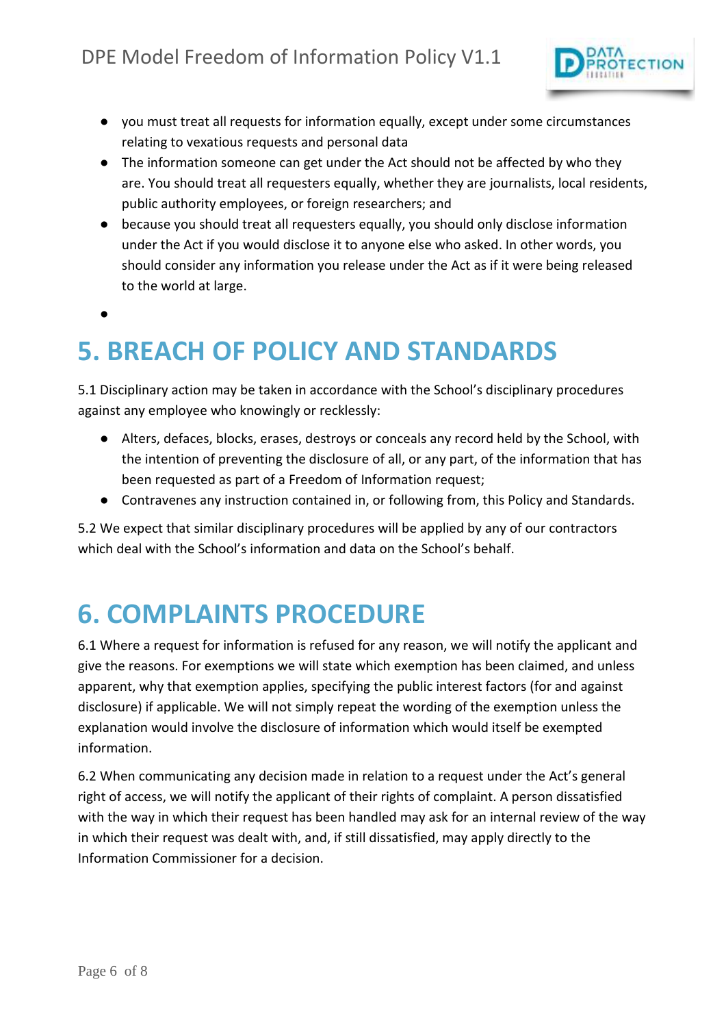- you must treat all requests for information equally, except under some circumstances relating to vexatious requests and personal data
- The information someone can get under the Act should not be affected by who they are. You should treat all requesters equally, whether they are journalists, local residents, public authority employees, or foreign researchers; and
- because you should treat all requesters equally, you should only disclose information under the Act if you would disclose it to anyone else who asked. In other words, you should consider any information you release under the Act as if it were being released to the world at large.

# 5. BREACH OF POLICY AND STANDARDS

5.1 Disciplinary action may be taken in accordance with the School's disciplinary procedures against any employee who knowingly or recklessly:

- Alters, defaces, blocks, erases, destroys or conceals any record held by the School, with the intention of preventing the disclosure of all, or any part, of the information that has been requested as part of a Freedom of Information request;
- Contravenes any instruction contained in, or following from, this Policy and Standards.

5.2 We expect that similar disciplinary procedures will be applied by any of our contractors which deal with the School's information and data on the School's behalf.

# 6. COMPLAINTS PROCEDURE

6.1 Where a request for information is refused for any reason, we will notify the applicant and give the reasons. For exemptions we will state which exemption has been claimed, and unless apparent, why that exemption applies, specifying the public interest factors (for and against disclosure) if applicable. We will not simply repeat the wording of the exemption unless the explanation would involve the disclosure of information which would itself be exempted information.

6.2 When communicating any decision made in relation to a request under the Act's general right of access, we will notify the applicant of their rights of complaint. A person dissatisfied with the way in which their request has been handled may ask for an internal review of the way in which their request was dealt with, and, if still dissatisfied, may apply directly to the Information Commissioner for a decision.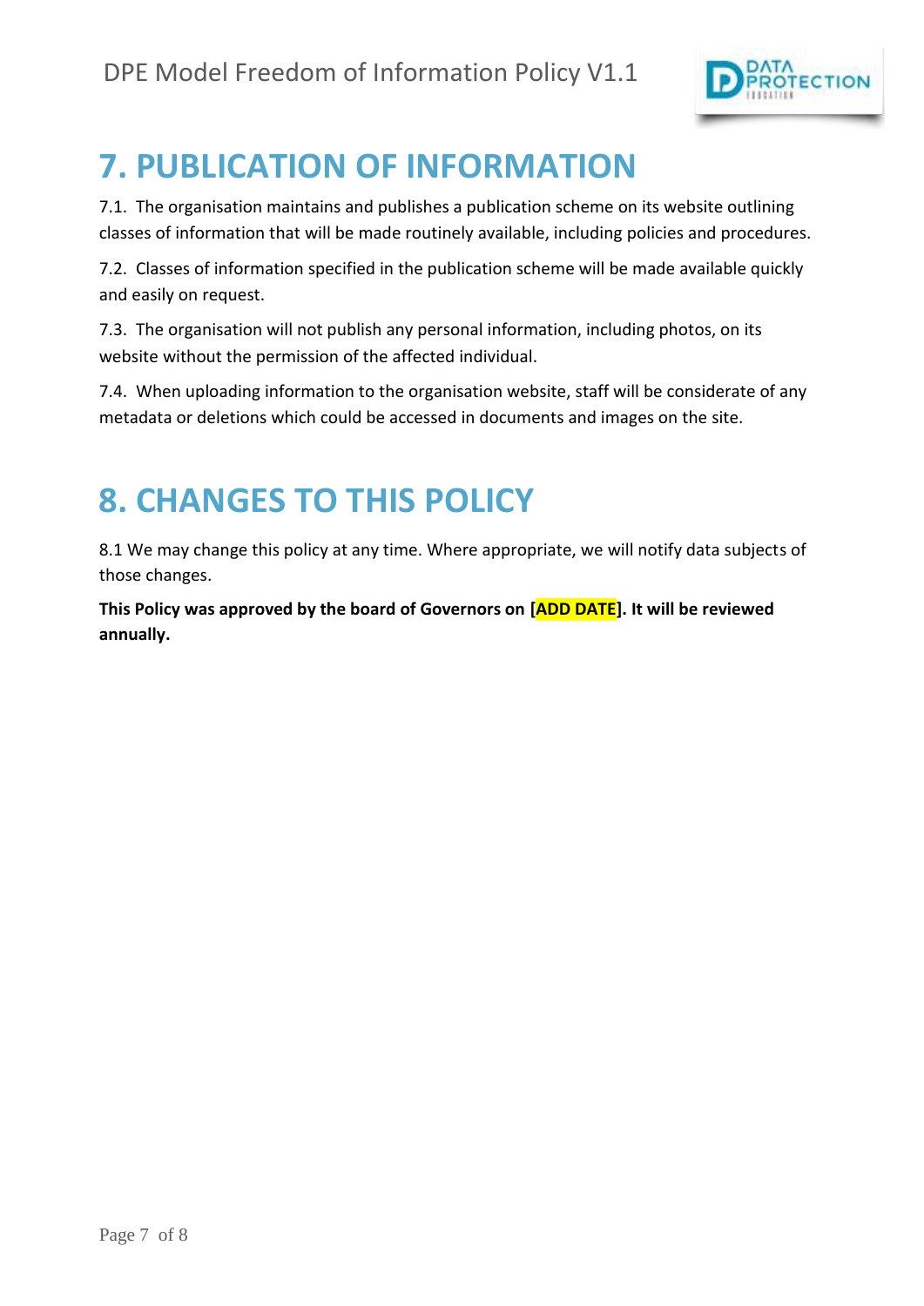# 7. PUBLICATION OF INFORMATION

7.1. The organisation maintains and publishes a publication scheme on its website outlining classes of information that will be made routinely available, including policies and procedures.

7.2. Classes of information specified in the publication scheme will be made available quickly and easily on request.

7.3. The organisation will not publish any personal information, including photos, on its website without the permission of the affected individual.

7.4. When uploading information to the organisation website, staff will be considerate of any metadata or deletions which could be accessed in documents and images on the site.

# 8. CHANGES TO THIS POLICY

8.1 We may change this policy at any time. Where appropriate, we will notify data subjects of those changes.

**This Policy was approved by the board of Governors on [ADD DATE]. It will be reviewed annually.**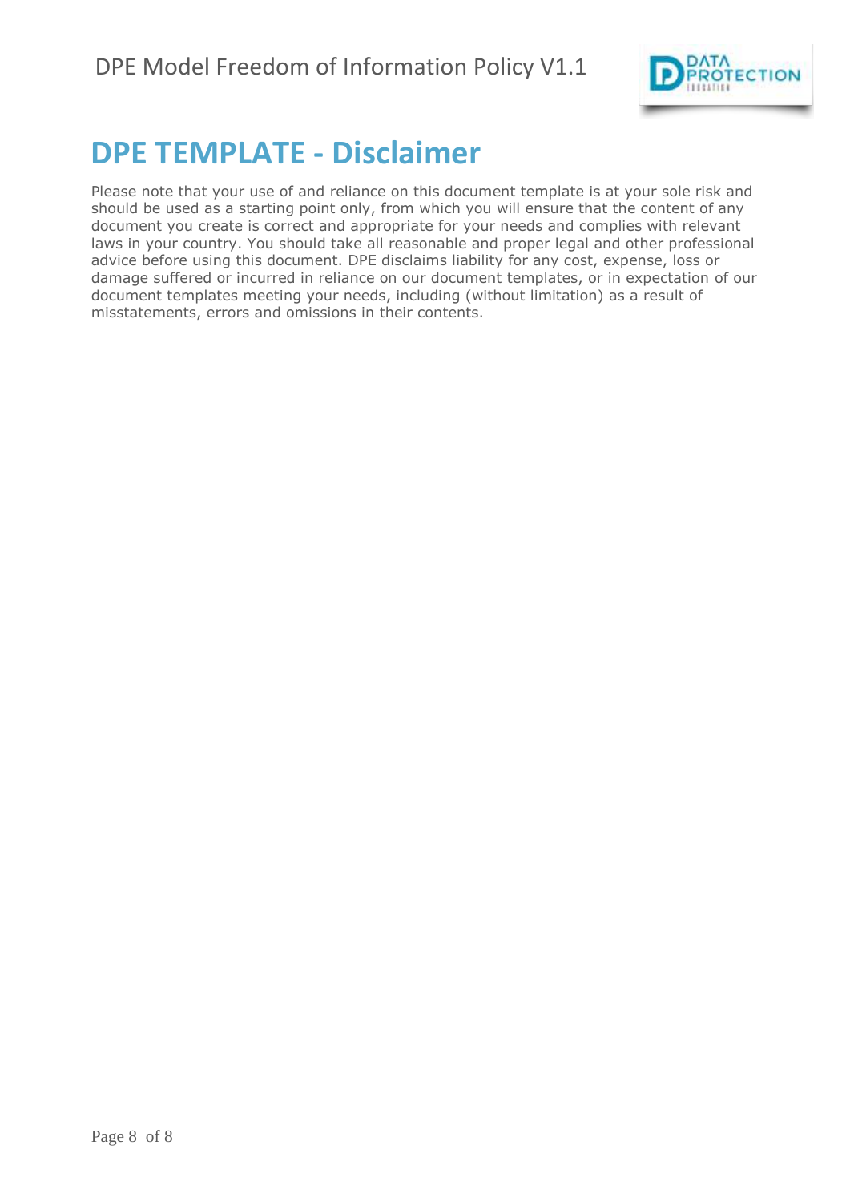# DPE TEMPLATE - Disclaimer

Please note that your use of and reliance on this document template is at your sole risk and should be used as a starting point only, from which you will ensure that the content of any document you create is correct and appropriate for your needs and complies with relevant laws in your country. You should take all reasonable and proper legal and other professional advice before using this document. DPE disclaims liability for any cost, expense, loss or damage suffered or incurred in reliance on our document templates, or in expectation of our document templates meeting your needs, including (without limitation) as a result of misstatements, errors and omissions in their contents.